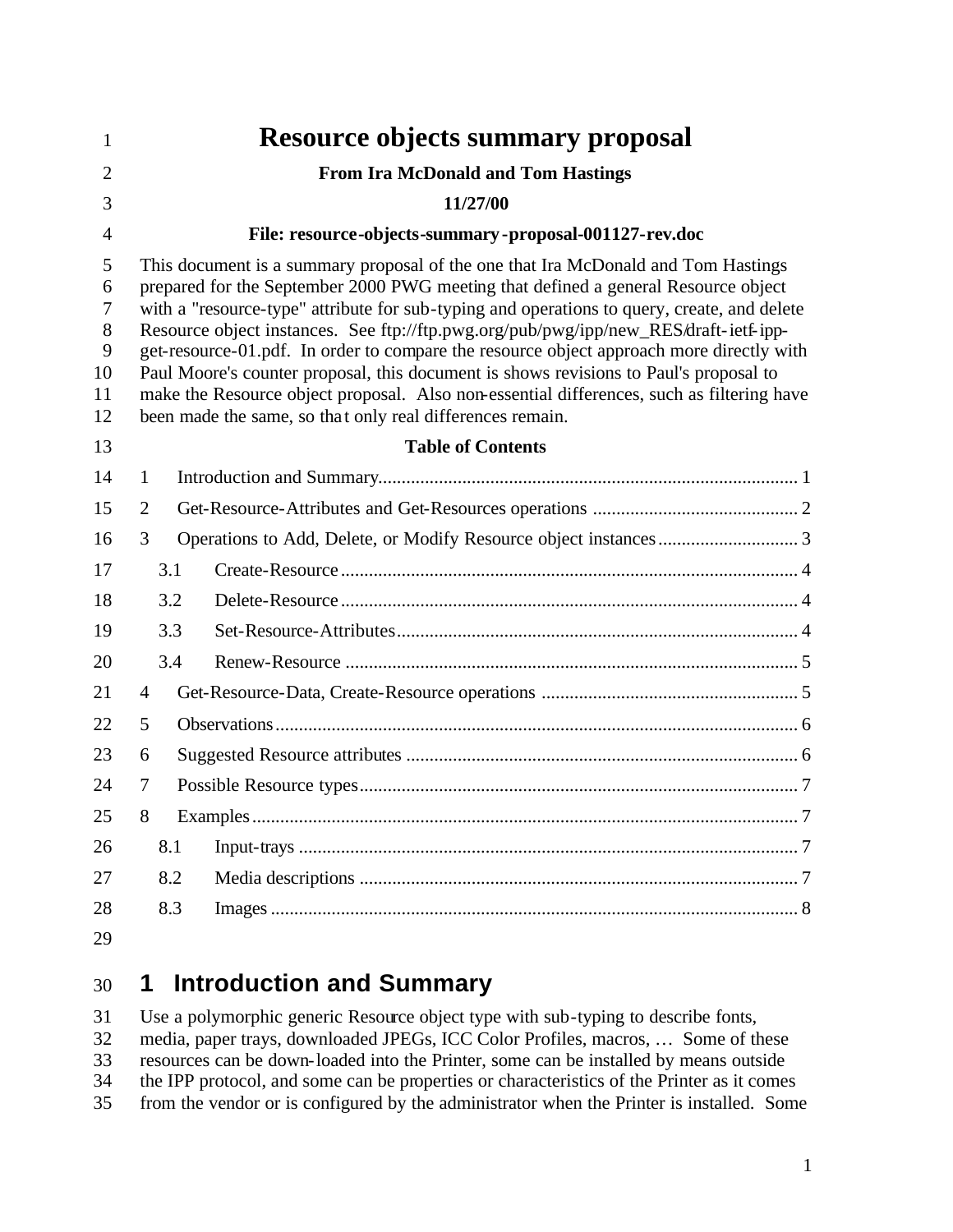# Resource objects summary proposal

**From Ira McDonald and Tom Hastings**

**11/27/00**

**File: resource-objects-summary-proposal-001127-rev.doc**

This document is a summary proposal of the one that Ira McDonald and Tom Hastings prepared for the September 2000 PWG meeting that defined a general Resource object with a "resource-type" attribute for sub-typing and operations to query, create, and delete Resource object instances. See ftp://ftp.pwg.org/pub/pwg/ipp/new_RES/draft-ietf-ipp-get-resource-01.pdf. In order to compare the resource object approach more directly with Paul Moore's counter proposal, this document is shows revisions to Paul's proposal to make the Resource object proposal. Also non-essential differences, such as filtering have been made the same, so that only real differences remain.

**Table of Contents**

1 Introduction and Summary ........ 1
2 Get-Resource-Attributes and Get-Resources operations ........ 2
3 Operations to Add, Delete, or Modify Resource object instances ........ 3
  3.1 Create-Resource ........ 4
  3.2 Delete-Resource ........ 4
  3.3 Set-Resource-Attributes ........ 4
  3.4 Renew-Resource ........ 5
4 Get-Resource-Data, Create-Resource operations ........ 5
5 Observations ........ 6
6 Suggested Resource attributes ........ 6
7 Possible Resource types ........ 7
8 Examples ........ 7
  8.1 Input-trays ........ 7
  8.2 Media descriptions ........ 7
  8.3 Images ........ 8

## 1 Introduction and Summary

Use a polymorphic generic Resource object type with sub-typing to describe fonts, media, paper trays, downloaded JPEGs, ICC Color Profiles, macros, … Some of these resources can be down-loaded into the Printer, some can be installed by means outside the IPP protocol, and some can be properties or characteristics of the Printer as it comes from the vendor or is configured by the administrator when the Printer is installed. Some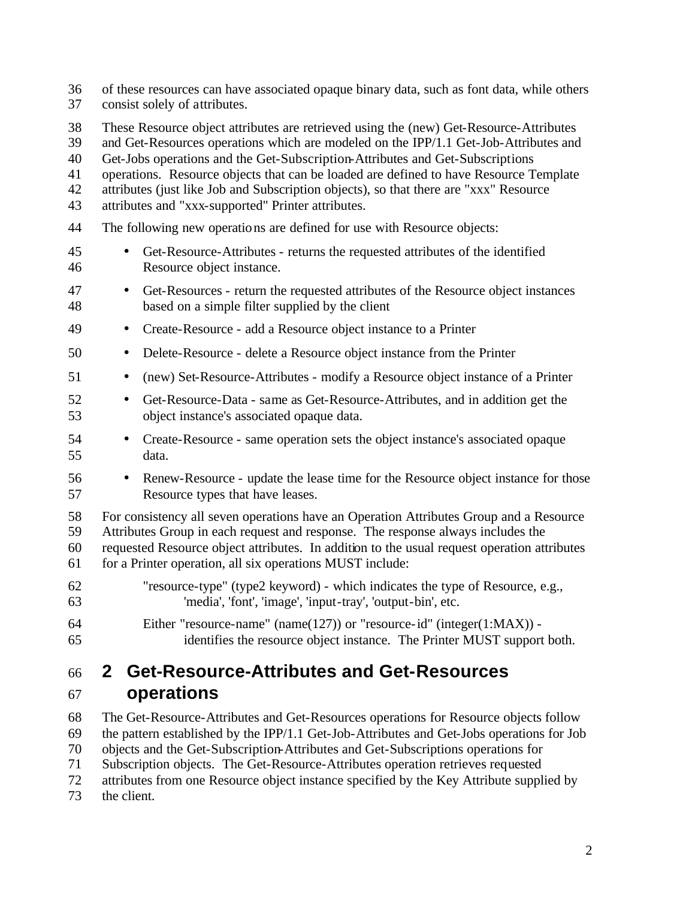of these resources can have associated opaque binary data, such as font data, while others consist solely of attributes.

These Resource object attributes are retrieved using the (new) Get-Resource-Attributes and Get-Resources operations which are modeled on the IPP/1.1 Get-Job-Attributes and Get-Jobs operations and the Get-Subscription-Attributes and Get-Subscriptions operations. Resource objects that can be loaded are defined to have Resource Template attributes (just like Job and Subscription objects), so that there are "xxx" Resource attributes and "xxx-supported" Printer attributes.

The following new operations are defined for use with Resource objects:

- Get-Resource-Attributes - returns the requested attributes of the identified Resource object instance.
- Get-Resources - return the requested attributes of the Resource object instances based on a simple filter supplied by the client
- Create-Resource - add a Resource object instance to a Printer
- Delete-Resource - delete a Resource object instance from the Printer
- (new) Set-Resource-Attributes - modify a Resource object instance of a Printer
- Get-Resource-Data - same as Get-Resource-Attributes, and in addition get the object instance's associated opaque data.
- Create-Resource - same operation sets the object instance's associated opaque data.
- Renew-Resource - update the lease time for the Resource object instance for those Resource types that have leases.

For consistency all seven operations have an Operation Attributes Group and a Resource Attributes Group in each request and response. The response always includes the requested Resource object attributes. In addition to the usual request operation attributes for a Printer operation, all six operations MUST include:

"resource-type" (type2 keyword) - which indicates the type of Resource, e.g., 'media', 'font', 'image', 'input-tray', 'output-bin', etc.

Either "resource-name" (name(127)) or "resource-id" (integer(1:MAX)) - identifies the resource object instance. The Printer MUST support both.

# 2 Get-Resource-Attributes and Get-Resources operations

The Get-Resource-Attributes and Get-Resources operations for Resource objects follow the pattern established by the IPP/1.1 Get-Job-Attributes and Get-Jobs operations for Job objects and the Get-Subscription-Attributes and Get-Subscriptions operations for Subscription objects. The Get-Resource-Attributes operation retrieves requested attributes from one Resource object instance specified by the Key Attribute supplied by the client.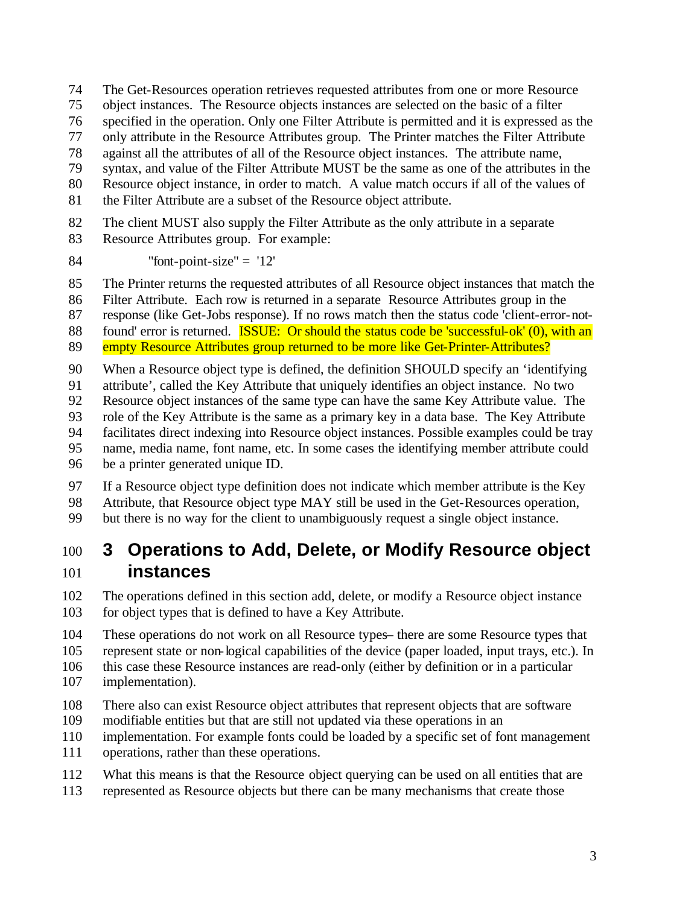The Get-Resources operation retrieves requested attributes from one or more Resource object instances. The Resource objects instances are selected on the basic of a filter specified in the operation. Only one Filter Attribute is permitted and it is expressed as the only attribute in the Resource Attributes group. The Printer matches the Filter Attribute against all the attributes of all of the Resource object instances. The attribute name, syntax, and value of the Filter Attribute MUST be the same as one of the attributes in the Resource object instance, in order to match. A value match occurs if all of the values of the Filter Attribute are a subset of the Resource object attribute.

The client MUST also supply the Filter Attribute as the only attribute in a separate Resource Attributes group. For example:

"font-point-size" = '12'

The Printer returns the requested attributes of all Resource object instances that match the Filter Attribute. Each row is returned in a separate Resource Attributes group in the response (like Get-Jobs response). If no rows match then the status code 'client-error-not-found' error is returned. ISSUE: Or should the status code be 'successful-ok' (0), with an empty Resource Attributes group returned to be more like Get-Printer-Attributes?

When a Resource object type is defined, the definition SHOULD specify an 'identifying attribute', called the Key Attribute that uniquely identifies an object instance. No two Resource object instances of the same type can have the same Key Attribute value. The role of the Key Attribute is the same as a primary key in a data base. The Key Attribute facilitates direct indexing into Resource object instances. Possible examples could be tray name, media name, font name, etc. In some cases the identifying member attribute could be a printer generated unique ID.

If a Resource object type definition does not indicate which member attribute is the Key Attribute, that Resource object type MAY still be used in the Get-Resources operation, but there is no way for the client to unambiguously request a single object instance.

# 3 Operations to Add, Delete, or Modify Resource object instances

The operations defined in this section add, delete, or modify a Resource object instance for object types that is defined to have a Key Attribute.

These operations do not work on all Resource types– there are some Resource types that represent state or non-logical capabilities of the device (paper loaded, input trays, etc.). In this case these Resource instances are read-only (either by definition or in a particular implementation).

There also can exist Resource object attributes that represent objects that are software modifiable entities but that are still not updated via these operations in an implementation. For example fonts could be loaded by a specific set of font management operations, rather than these operations.

What this means is that the Resource object querying can be used on all entities that are represented as Resource objects but there can be many mechanisms that create those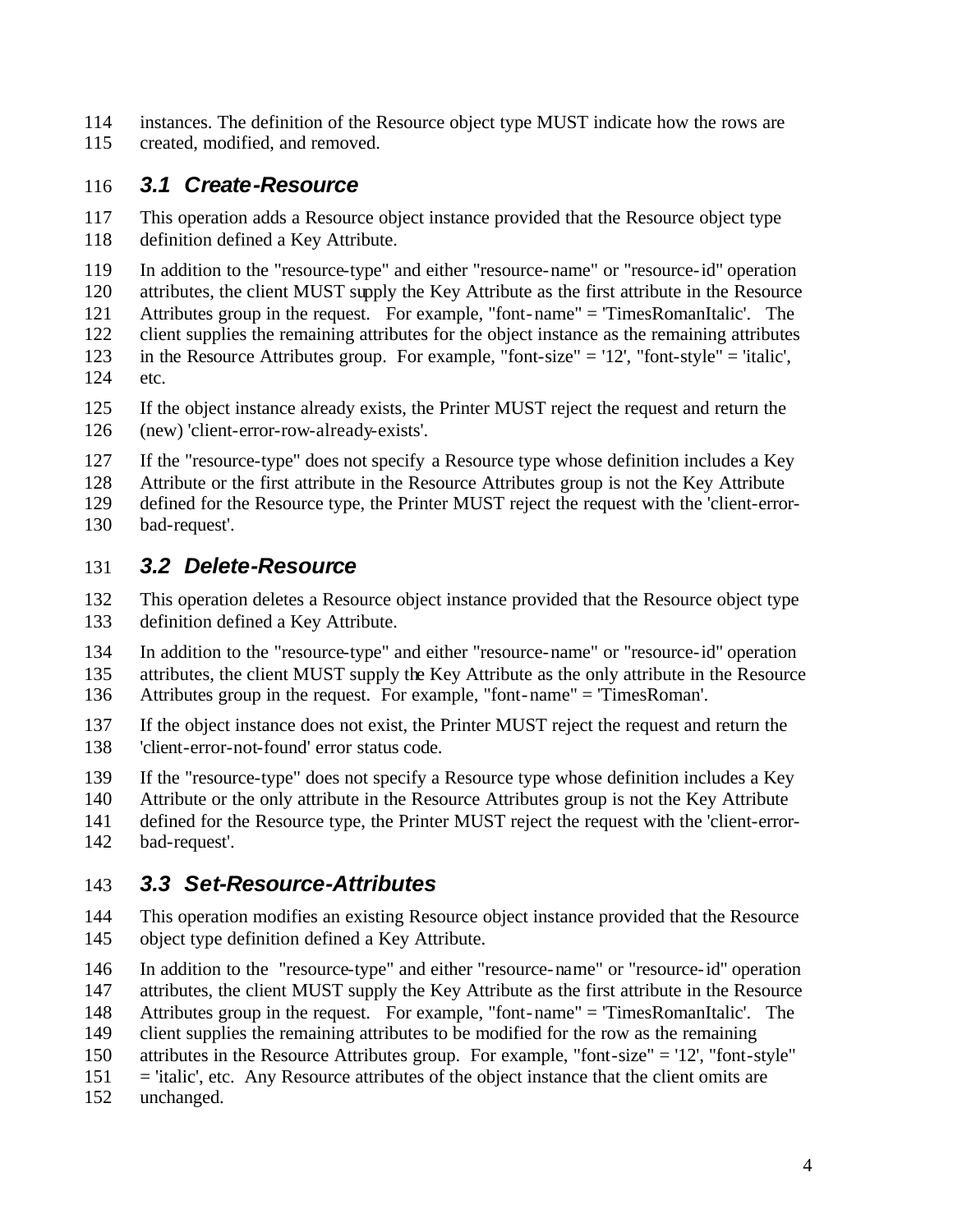instances. The definition of the Resource object type MUST indicate how the rows are created, modified, and removed.

### 3.1 Create-Resource

This operation adds a Resource object instance provided that the Resource object type definition defined a Key Attribute.

In addition to the "resource-type" and either "resource-name" or "resource-id" operation attributes, the client MUST supply the Key Attribute as the first attribute in the Resource Attributes group in the request. For example, "font-name" = 'TimesRomanItalic'. The client supplies the remaining attributes for the object instance as the remaining attributes in the Resource Attributes group. For example, "font-size" = '12', "font-style" = 'italic', etc.

If the object instance already exists, the Printer MUST reject the request and return the (new) 'client-error-row-already-exists'.

If the "resource-type" does not specify a Resource type whose definition includes a Key Attribute or the first attribute in the Resource Attributes group is not the Key Attribute defined for the Resource type, the Printer MUST reject the request with the 'client-error-bad-request'.

### 3.2 Delete-Resource

This operation deletes a Resource object instance provided that the Resource object type definition defined a Key Attribute.

In addition to the "resource-type" and either "resource-name" or "resource-id" operation attributes, the client MUST supply the Key Attribute as the only attribute in the Resource Attributes group in the request. For example, "font-name" = 'TimesRoman'.

If the object instance does not exist, the Printer MUST reject the request and return the 'client-error-not-found' error status code.

If the "resource-type" does not specify a Resource type whose definition includes a Key Attribute or the only attribute in the Resource Attributes group is not the Key Attribute defined for the Resource type, the Printer MUST reject the request with the 'client-error-bad-request'.

### 3.3 Set-Resource-Attributes

This operation modifies an existing Resource object instance provided that the Resource object type definition defined a Key Attribute.

In addition to the "resource-type" and either "resource-name" or "resource-id" operation attributes, the client MUST supply the Key Attribute as the first attribute in the Resource Attributes group in the request. For example, "font-name" = 'TimesRomanItalic'. The client supplies the remaining attributes to be modified for the row as the remaining attributes in the Resource Attributes group. For example, "font-size" = '12', "font-style" = 'italic', etc. Any Resource attributes of the object instance that the client omits are unchanged.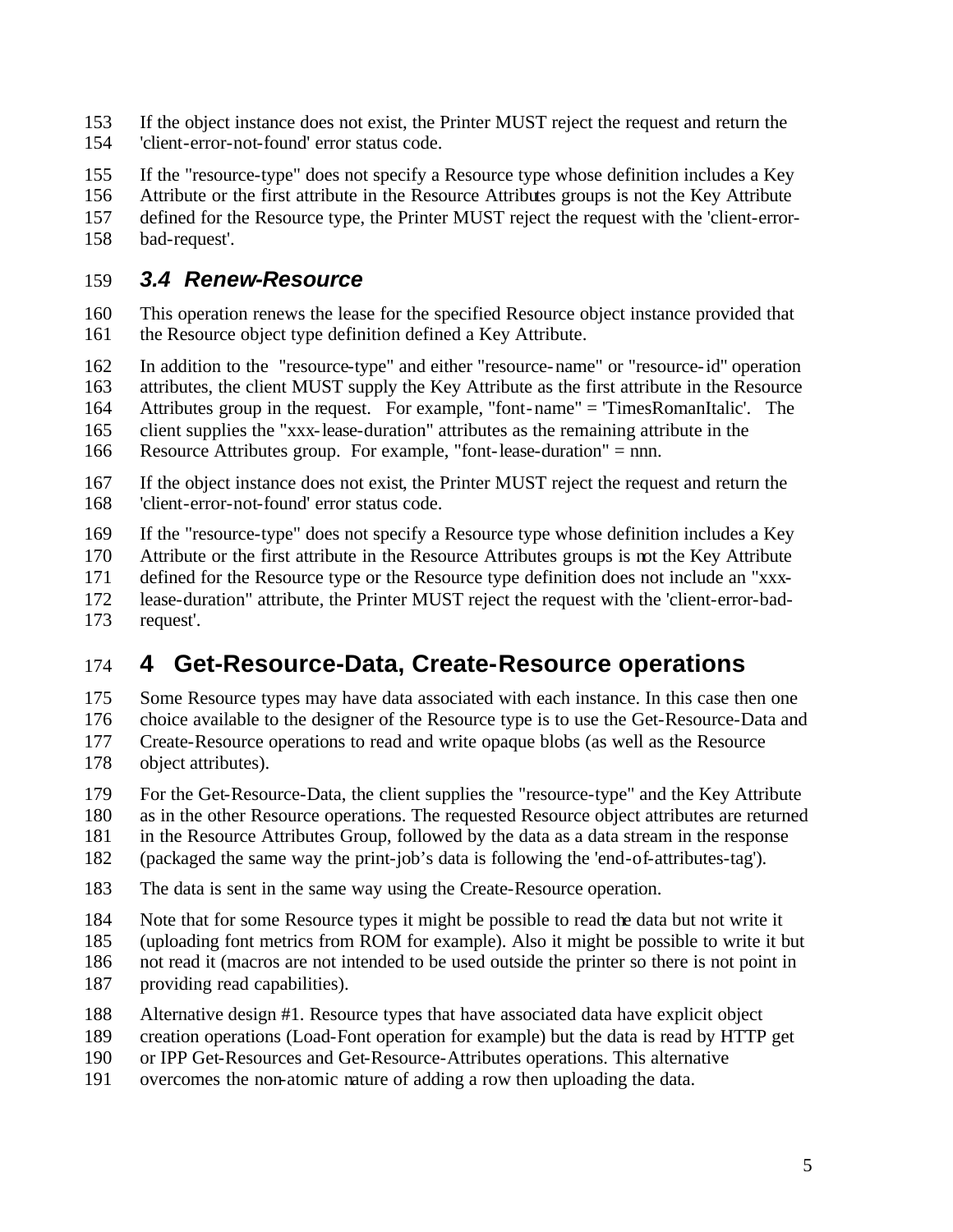If the object instance does not exist, the Printer MUST reject the request and return the 'client-error-not-found' error status code.

If the "resource-type" does not specify a Resource type whose definition includes a Key Attribute or the first attribute in the Resource Attributes groups is not the Key Attribute defined for the Resource type, the Printer MUST reject the request with the 'client-error-bad-request'.

### 3.4 Renew-Resource

This operation renews the lease for the specified Resource object instance provided that the Resource object type definition defined a Key Attribute.

In addition to the "resource-type" and either "resource-name" or "resource-id" operation attributes, the client MUST supply the Key Attribute as the first attribute in the Resource Attributes group in the request. For example, "font-name" = 'TimesRomanItalic'. The client supplies the "xxx-lease-duration" attributes as the remaining attribute in the Resource Attributes group. For example, "font-lease-duration" = nnn.

If the object instance does not exist, the Printer MUST reject the request and return the 'client-error-not-found' error status code.

If the "resource-type" does not specify a Resource type whose definition includes a Key Attribute or the first attribute in the Resource Attributes groups is not the Key Attribute defined for the Resource type or the Resource type definition does not include an "xxx-lease-duration" attribute, the Printer MUST reject the request with the 'client-error-bad-request'.

## 4 Get-Resource-Data, Create-Resource operations

Some Resource types may have data associated with each instance. In this case then one choice available to the designer of the Resource type is to use the Get-Resource-Data and Create-Resource operations to read and write opaque blobs (as well as the Resource object attributes).

For the Get-Resource-Data, the client supplies the "resource-type" and the Key Attribute as in the other Resource operations. The requested Resource object attributes are returned in the Resource Attributes Group, followed by the data as a data stream in the response (packaged the same way the print-job's data is following the 'end-of-attributes-tag').

The data is sent in the same way using the Create-Resource operation.

Note that for some Resource types it might be possible to read the data but not write it (uploading font metrics from ROM for example). Also it might be possible to write it but not read it (macros are not intended to be used outside the printer so there is not point in providing read capabilities).

Alternative design #1. Resource types that have associated data have explicit object creation operations (Load-Font operation for example) but the data is read by HTTP get or IPP Get-Resources and Get-Resource-Attributes operations. This alternative overcomes the non-atomic nature of adding a row then uploading the data.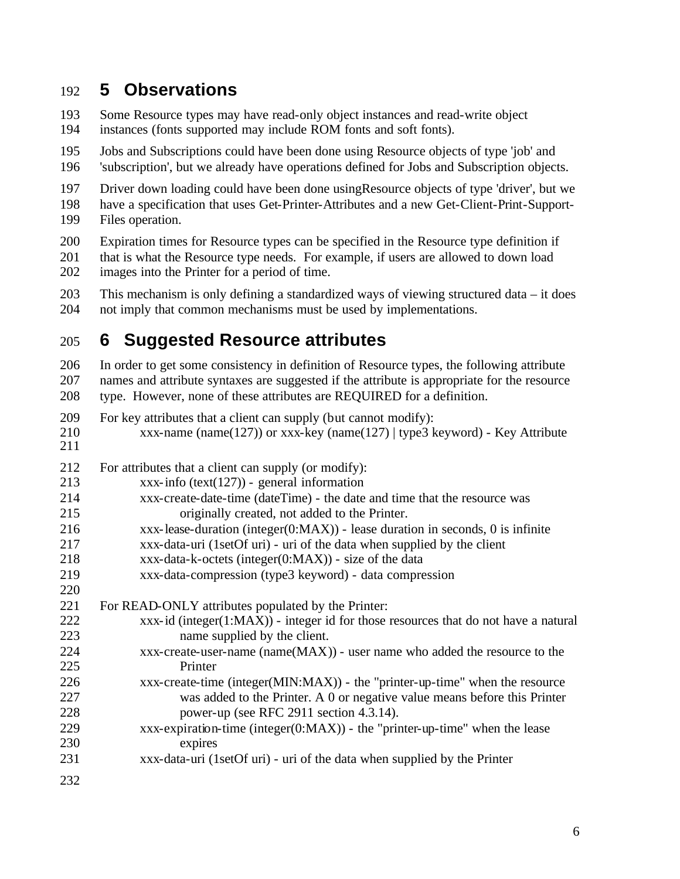## 5 Observations

Some Resource types may have read-only object instances and read-write object instances (fonts supported may include ROM fonts and soft fonts).

Jobs and Subscriptions could have been done using Resource objects of type 'job' and 'subscription', but we already have operations defined for Jobs and Subscription objects.

Driver down loading could have been done usingResource objects of type 'driver', but we have a specification that uses Get-Printer-Attributes and a new Get-Client-Print-Support-Files operation.

Expiration times for Resource types can be specified in the Resource type definition if that is what the Resource type needs. For example, if users are allowed to down load images into the Printer for a period of time.

This mechanism is only defining a standardized ways of viewing structured data – it does not imply that common mechanisms must be used by implementations.

## 6 Suggested Resource attributes

In order to get some consistency in definition of Resource types, the following attribute names and attribute syntaxes are suggested if the attribute is appropriate for the resource type. However, none of these attributes are REQUIRED for a definition.

For key attributes that a client can supply (but cannot modify):

- xxx-name (name(127)) or xxx-key (name(127) | type3 keyword) - Key Attribute

For attributes that a client can supply (or modify):

- xxx-info (text(127)) - general information
- xxx-create-date-time (dateTime) - the date and time that the resource was originally created, not added to the Printer.
- xxx-lease-duration (integer(0:MAX)) - lease duration in seconds, 0 is infinite
- xxx-data-uri (1setOf uri) - uri of the data when supplied by the client
- xxx-data-k-octets (integer(0:MAX)) - size of the data
- xxx-data-compression (type3 keyword) - data compression

For READ-ONLY attributes populated by the Printer:

- xxx-id (integer(1:MAX)) - integer id for those resources that do not have a natural name supplied by the client.
- xxx-create-user-name (name(MAX)) - user name who added the resource to the Printer
- xxx-create-time (integer(MIN:MAX)) - the "printer-up-time" when the resource was added to the Printer. A 0 or negative value means before this Printer power-up (see RFC 2911 section 4.3.14).
- xxx-expiration-time (integer(0:MAX)) - the "printer-up-time" when the lease expires
- xxx-data-uri (1setOf uri) - uri of the data when supplied by the Printer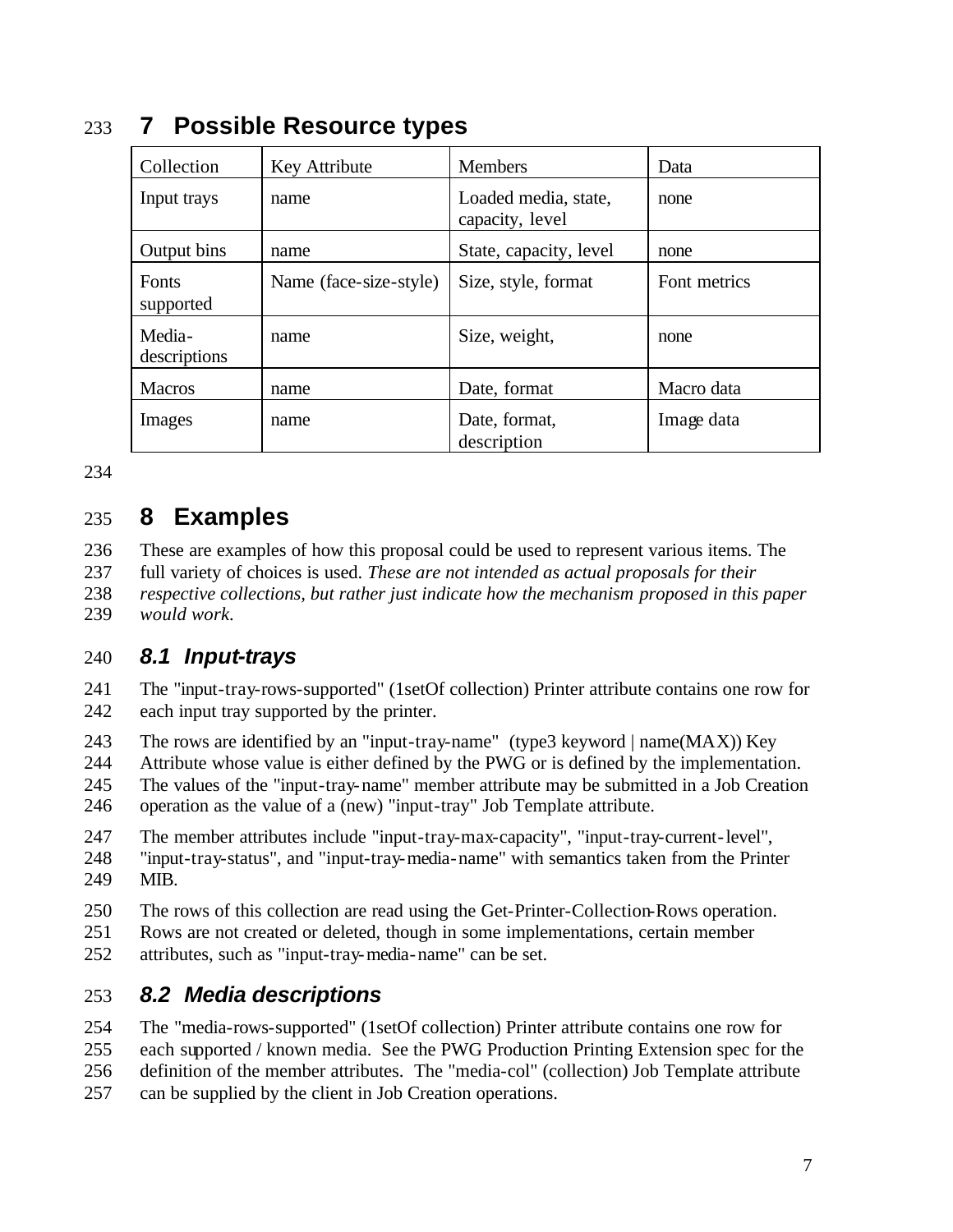# 7 Possible Resource types

| Collection | Key Attribute | Members | Data |
|---|---|---|---|
| Input trays | name | Loaded media, state, capacity, level | none |
| Output bins | name | State, capacity, level | none |
| Fonts supported | Name (face-size-style) | Size, style, format | Font metrics |
| Media-descriptions | name | Size, weight, | none |
| Macros | name | Date, format | Macro data |
| Images | name | Date, format, description | Image data |

# 8 Examples

These are examples of how this proposal could be used to represent various items. The full variety of choices is used. *These are not intended as actual proposals for their respective collections, but rather just indicate how the mechanism proposed in this paper would work.*

## *8.1 Input-trays*

The "input-tray-rows-supported" (1setOf collection) Printer attribute contains one row for each input tray supported by the printer.

The rows are identified by an "input-tray-name" (type3 keyword | name(MAX)) Key Attribute whose value is either defined by the PWG or is defined by the implementation. The values of the "input-tray-name" member attribute may be submitted in a Job Creation operation as the value of a (new) "input-tray" Job Template attribute.

The member attributes include "input-tray-max-capacity", "input-tray-current-level", "input-tray-status", and "input-tray-media-name" with semantics taken from the Printer MIB.

The rows of this collection are read using the Get-Printer-Collection-Rows operation. Rows are not created or deleted, though in some implementations, certain member attributes, such as "input-tray-media-name" can be set.

## *8.2 Media descriptions*

The "media-rows-supported" (1setOf collection) Printer attribute contains one row for each supported / known media. See the PWG Production Printing Extension spec for the definition of the member attributes. The "media-col" (collection) Job Template attribute can be supplied by the client in Job Creation operations.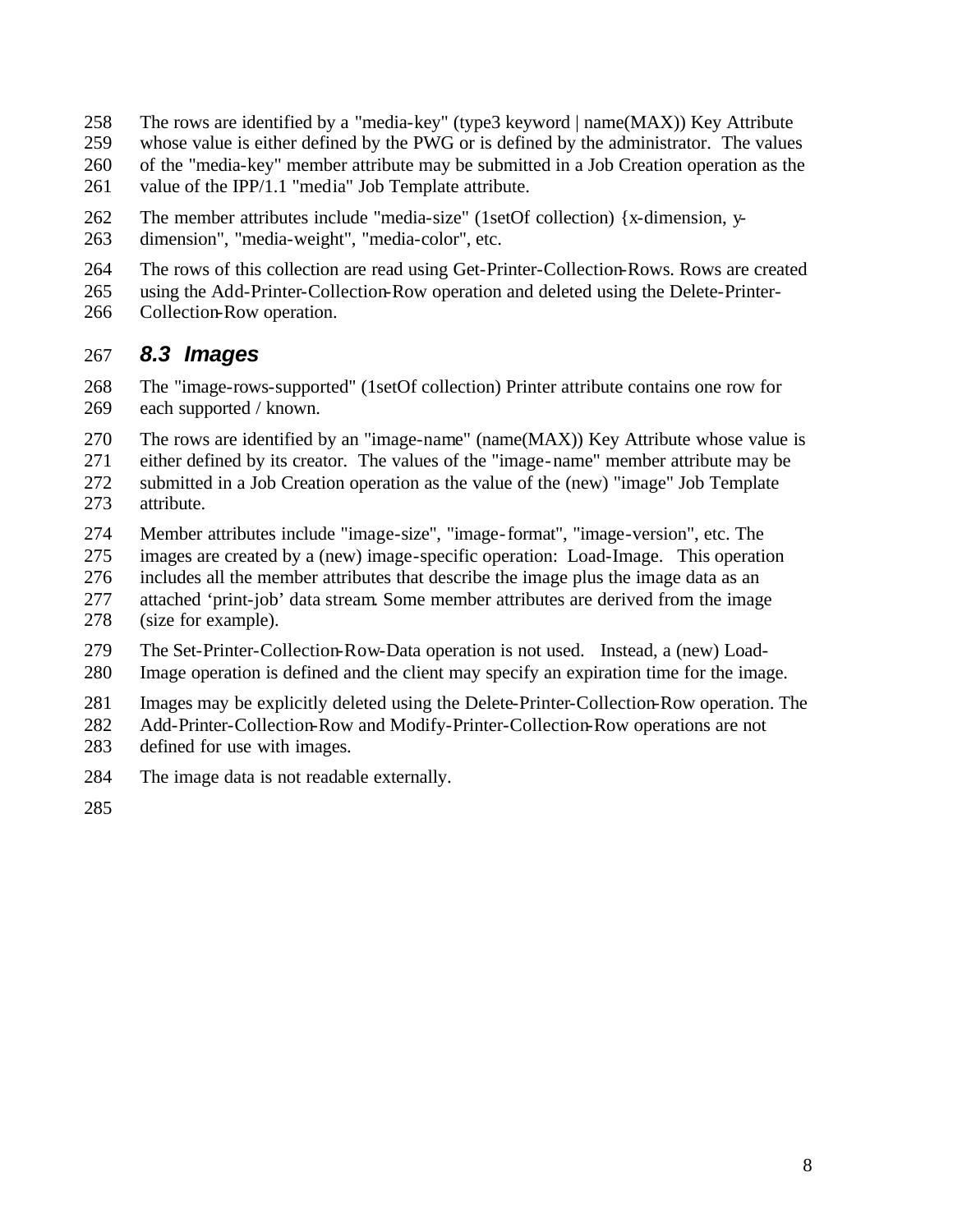The rows are identified by a "media-key" (type3 keyword | name(MAX)) Key Attribute whose value is either defined by the PWG or is defined by the administrator. The values of the "media-key" member attribute may be submitted in a Job Creation operation as the value of the IPP/1.1 "media" Job Template attribute.

The member attributes include "media-size" (1setOf collection) {x-dimension, y-dimension", "media-weight", "media-color", etc.

The rows of this collection are read using Get-Printer-Collection-Rows. Rows are created using the Add-Printer-Collection-Row operation and deleted using the Delete-Printer-Collection-Row operation.

## *8.3 Images*

The "image-rows-supported" (1setOf collection) Printer attribute contains one row for each supported / known.

The rows are identified by an "image-name" (name(MAX)) Key Attribute whose value is either defined by its creator. The values of the "image-name" member attribute may be submitted in a Job Creation operation as the value of the (new) "image" Job Template attribute.

Member attributes include "image-size", "image-format", "image-version", etc. The images are created by a (new) image-specific operation: Load-Image. This operation includes all the member attributes that describe the image plus the image data as an attached 'print-job' data stream. Some member attributes are derived from the image (size for example).

The Set-Printer-Collection-Row-Data operation is not used. Instead, a (new) Load-Image operation is defined and the client may specify an expiration time for the image.

Images may be explicitly deleted using the Delete-Printer-Collection-Row operation. The Add-Printer-Collection-Row and Modify-Printer-Collection-Row operations are not defined for use with images.

The image data is not readable externally.